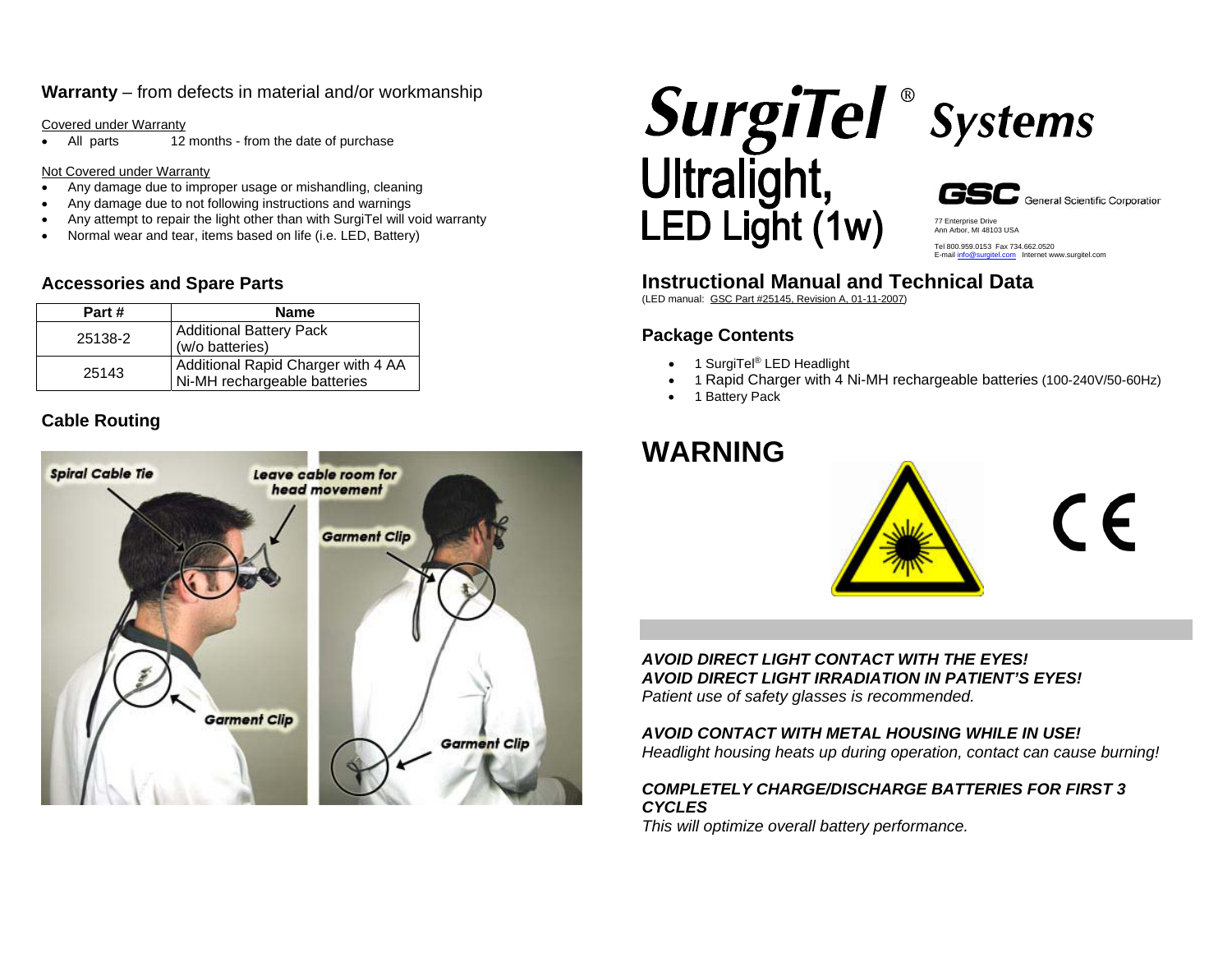**Warranty** – from defects in material and/or workmanship

Covered under Warranty

- All parts 12 months - from the date of purchase

Not Covered under Warranty

- Any damage due to improper usage or mishandling, cleaning
- Any damage due to not following instructions and warnings
- Any attempt to repair the light other than with SurgiTel will void warranty
- Normal wear and tear, items based on life (i.e. LED, Battery)

## Accessories and Spare Parts

| Part # | Name |
|---|---|
| 25138-2 | Additional Battery Pack (w/o batteries) |
| 25143 | Additional Rapid Charger with 4 AA Ni-MH rechargeable batteries |

## Cable Routing

Spiral Cable Tie

Leave cable room for head movement

Garment Clip

Garment Clip

Garment Clip

# SurgiTel® Systems

# Ultralight, LED Light (1w)

GSC General Scientific Corporation

77 Enterprise Drive
Ann Arbor, MI 48103 USA

Tel 800.959.0153 Fax 734.662.0520
E-mail info@surgitel.com Internet www.surgitel.com

## Instructional Manual and Technical Data

(LED manual: GSC Part #25145, Revision A, 01-11-2007)

### Package Contents

- 1 SurgiTel® LED Headlight
- 1 Rapid Charger with 4 Ni-MH rechargeable batteries (100-240V/50-60Hz)
- 1 Battery Pack

## WARNING

CE

***AVOID DIRECT LIGHT CONTACT WITH THE EYES!***
***AVOID DIRECT LIGHT IRRADIATION IN PATIENT'S EYES!***
*Patient use of safety glasses is recommended.*

***AVOID CONTACT WITH METAL HOUSING WHILE IN USE!***
*Headlight housing heats up during operation, contact can cause burning!*

***COMPLETELY CHARGE/DISCHARGE BATTERIES FOR FIRST 3 CYCLES***
*This will optimize overall battery performance.*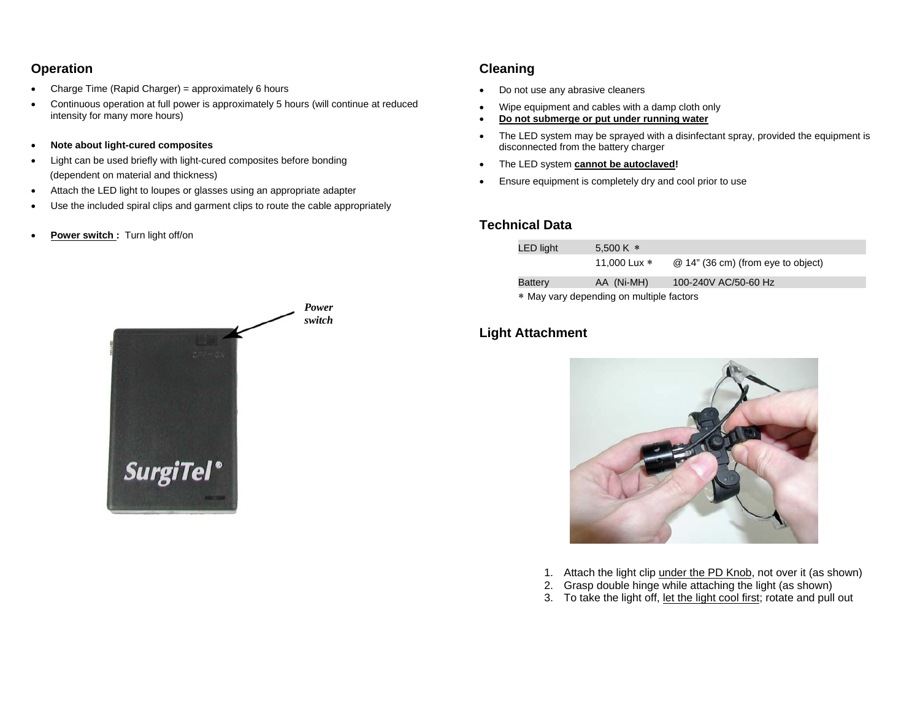## Operation

- Charge Time (Rapid Charger) = approximately 6 hours
- Continuous operation at full power is approximately 5 hours (will continue at reduced intensity for many more hours)

- **Note about light-cured composites**
- Light can be used briefly with light-cured composites before bonding (dependent on material and thickness)
- Attach the LED light to loupes or glasses using an appropriate adapter
- Use the included spiral clips and garment clips to route the cable appropriately

- **Power switch :** Turn light off/on

*Power switch*

## Cleaning

- Do not use any abrasive cleaners
- Wipe equipment and cables with a damp cloth only
- **Do not submerge or put under running water**
- The LED system may be sprayed with a disinfectant spray, provided the equipment is disconnected from the battery charger
- The LED system **cannot be autoclaved!**
- Ensure equipment is completely dry and cool prior to use

## Technical Data

| | | |
|---|---|---|
| LED light | 5,500 K ∗ | |
| | 11,000 Lux ∗ | @ 14" (36 cm) (from eye to object) |
| Battery | AA (Ni-MH) | 100-240V AC/50-60 Hz |

∗ May vary depending on multiple factors

## Light Attachment

1. Attach the light clip under the PD Knob, not over it (as shown)
2. Grasp double hinge while attaching the light (as shown)
3. To take the light off, let the light cool first; rotate and pull out